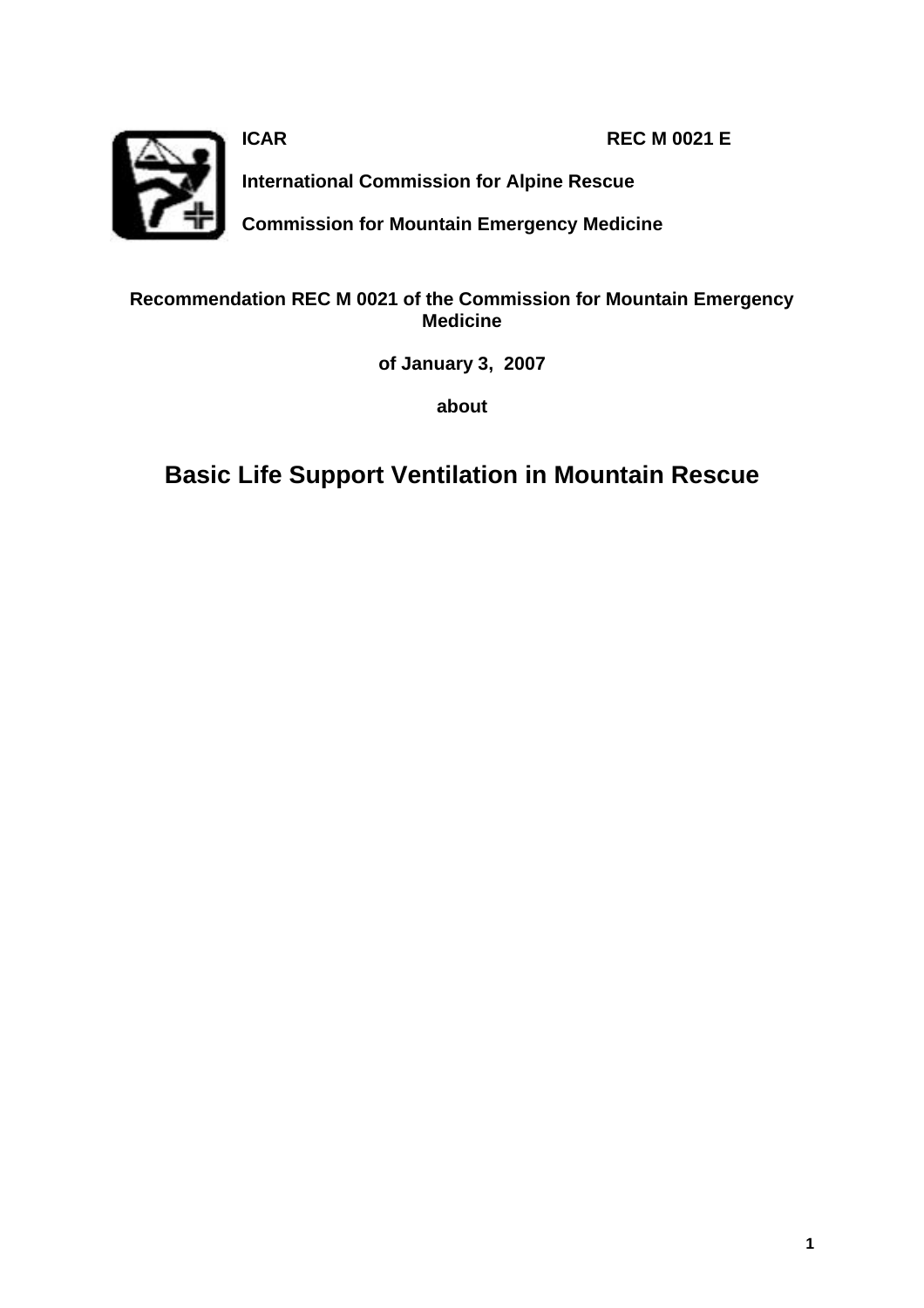**ICAR** **REC M 0021 E**

**International Commission for Alpine Rescue**

**Commission for Mountain Emergency Medicine**

**Recommendation REC M 0021 of the Commission for Mountain Emergency Medicine**

**of January 3, 2007**

**about**

# Basic Life Support Ventilation in Mountain Rescue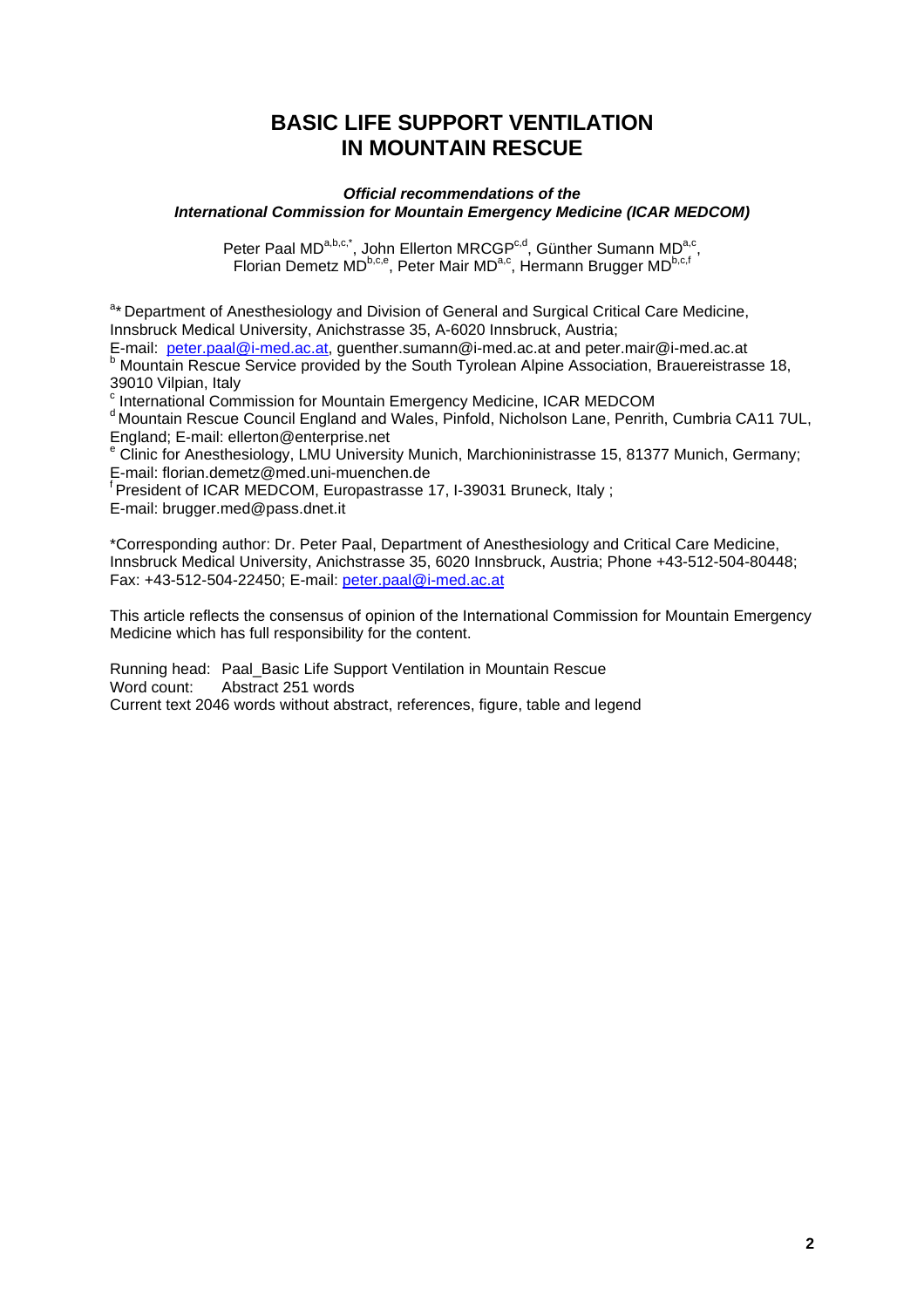# BASIC LIFE SUPPORT VENTILATION IN MOUNTAIN RESCUE

***Official recommendations of the International Commission for Mountain Emergency Medicine (ICAR MEDCOM)***

Peter Paal MD[a,b,c,*], John Ellerton MRCGP[c,d], Günther Sumann MD[a,c], Florian Demetz MD[b,c,e], Peter Mair MD[a,c], Hermann Brugger MD[b,c,f]

[a]* Department of Anesthesiology and Division of General and Surgical Critical Care Medicine, Innsbruck Medical University, Anichstrasse 35, A-6020 Innsbruck, Austria;
E-mail: peter.paal@i-med.ac.at, guenther.sumann@i-med.ac.at and peter.mair@i-med.ac.at
[b] Mountain Rescue Service provided by the South Tyrolean Alpine Association, Brauereistrasse 18, 39010 Vilpian, Italy
[c] International Commission for Mountain Emergency Medicine, ICAR MEDCOM
[d] Mountain Rescue Council England and Wales, Pinfold, Nicholson Lane, Penrith, Cumbria CA11 7UL, England; E-mail: ellerton@enterprise.net
[e] Clinic for Anesthesiology, LMU University Munich, Marchioninistrasse 15, 81377 Munich, Germany; E-mail: florian.demetz@med.uni-muenchen.de
[f] President of ICAR MEDCOM, Europastrasse 17, I-39031 Bruneck, Italy ;
E-mail: brugger.med@pass.dnet.it

*Corresponding author: Dr. Peter Paal, Department of Anesthesiology and Critical Care Medicine, Innsbruck Medical University, Anichstrasse 35, 6020 Innsbruck, Austria; Phone +43-512-504-80448; Fax: +43-512-504-22450; E-mail: peter.paal@i-med.ac.at

This article reflects the consensus of opinion of the International Commission for Mountain Emergency Medicine which has full responsibility for the content.

Running head: Paal_Basic Life Support Ventilation in Mountain Rescue
Word count: Abstract 251 words
Current text 2046 words without abstract, references, figure, table and legend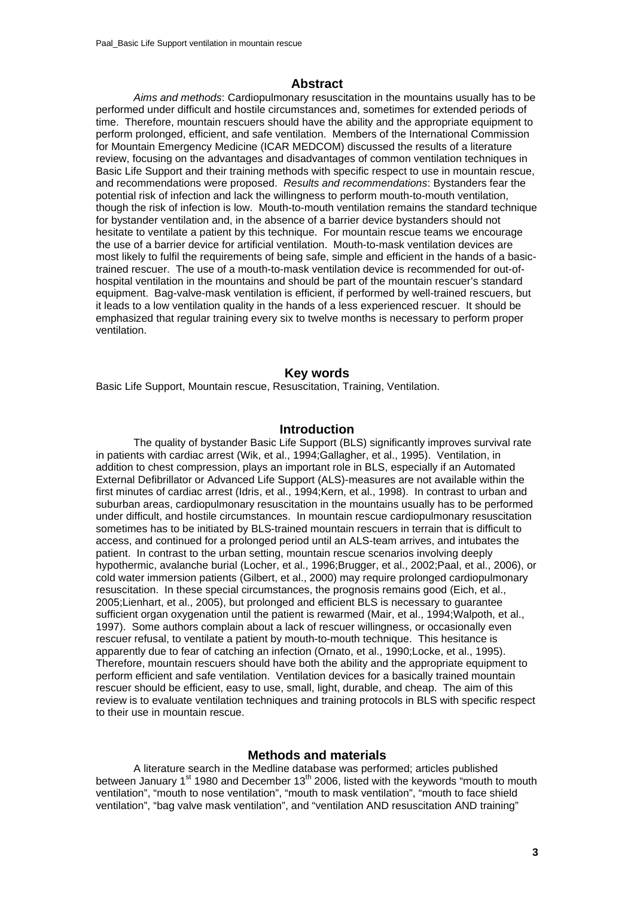## Abstract

*Aims and methods*: Cardiopulmonary resuscitation in the mountains usually has to be performed under difficult and hostile circumstances and, sometimes for extended periods of time. Therefore, mountain rescuers should have the ability and the appropriate equipment to perform prolonged, efficient, and safe ventilation. Members of the International Commission for Mountain Emergency Medicine (ICAR MEDCOM) discussed the results of a literature review, focusing on the advantages and disadvantages of common ventilation techniques in Basic Life Support and their training methods with specific respect to use in mountain rescue, and recommendations were proposed. *Results and recommendations*: Bystanders fear the potential risk of infection and lack the willingness to perform mouth-to-mouth ventilation, though the risk of infection is low. Mouth-to-mouth ventilation remains the standard technique for bystander ventilation and, in the absence of a barrier device bystanders should not hesitate to ventilate a patient by this technique. For mountain rescue teams we encourage the use of a barrier device for artificial ventilation. Mouth-to-mask ventilation devices are most likely to fulfil the requirements of being safe, simple and efficient in the hands of a basic-trained rescuer. The use of a mouth-to-mask ventilation device is recommended for out-of-hospital ventilation in the mountains and should be part of the mountain rescuer's standard equipment. Bag-valve-mask ventilation is efficient, if performed by well-trained rescuers, but it leads to a low ventilation quality in the hands of a less experienced rescuer. It should be emphasized that regular training every six to twelve months is necessary to perform proper ventilation.

## Key words

Basic Life Support, Mountain rescue, Resuscitation, Training, Ventilation.

## Introduction

The quality of bystander Basic Life Support (BLS) significantly improves survival rate in patients with cardiac arrest (Wik, et al., 1994;Gallagher, et al., 1995). Ventilation, in addition to chest compression, plays an important role in BLS, especially if an Automated External Defibrillator or Advanced Life Support (ALS)-measures are not available within the first minutes of cardiac arrest (Idris, et al., 1994;Kern, et al., 1998). In contrast to urban and suburban areas, cardiopulmonary resuscitation in the mountains usually has to be performed under difficult, and hostile circumstances. In mountain rescue cardiopulmonary resuscitation sometimes has to be initiated by BLS-trained mountain rescuers in terrain that is difficult to access, and continued for a prolonged period until an ALS-team arrives, and intubates the patient. In contrast to the urban setting, mountain rescue scenarios involving deeply hypothermic, avalanche burial (Locher, et al., 1996;Brugger, et al., 2002;Paal, et al., 2006), or cold water immersion patients (Gilbert, et al., 2000) may require prolonged cardiopulmonary resuscitation. In these special circumstances, the prognosis remains good (Eich, et al., 2005;Lienhart, et al., 2005), but prolonged and efficient BLS is necessary to guarantee sufficient organ oxygenation until the patient is rewarmed (Mair, et al., 1994;Walpoth, et al., 1997). Some authors complain about a lack of rescuer willingness, or occasionally even rescuer refusal, to ventilate a patient by mouth-to-mouth technique. This hesitance is apparently due to fear of catching an infection (Ornato, et al., 1990;Locke, et al., 1995). Therefore, mountain rescuers should have both the ability and the appropriate equipment to perform efficient and safe ventilation. Ventilation devices for a basically trained mountain rescuer should be efficient, easy to use, small, light, durable, and cheap. The aim of this review is to evaluate ventilation techniques and training protocols in BLS with specific respect to their use in mountain rescue.

## Methods and materials

A literature search in the Medline database was performed; articles published between January 1st 1980 and December 13th 2006, listed with the keywords "mouth to mouth ventilation", "mouth to nose ventilation", "mouth to mask ventilation", "mouth to face shield ventilation", "bag valve mask ventilation", and "ventilation AND resuscitation AND training"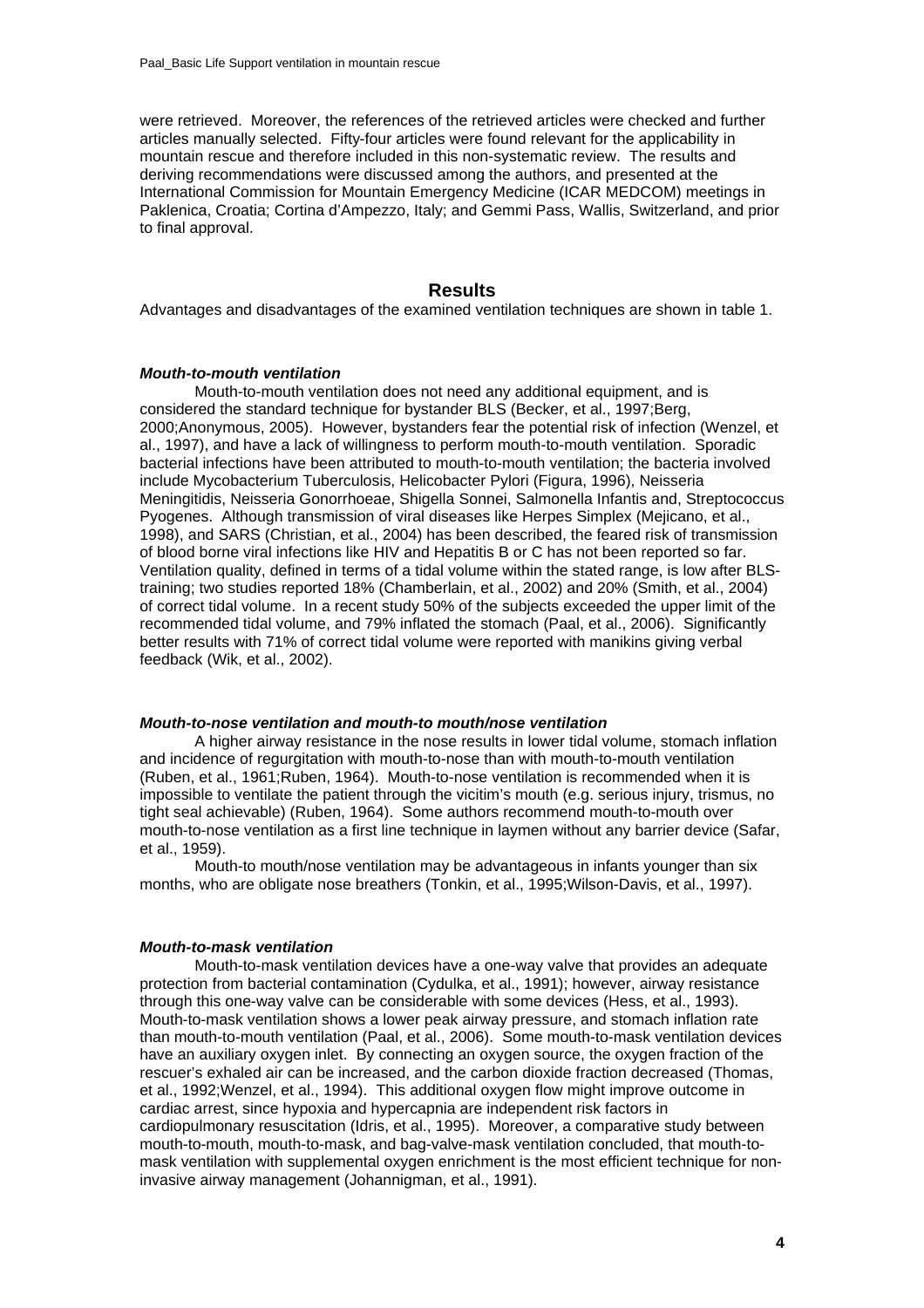were retrieved. Moreover, the references of the retrieved articles were checked and further articles manually selected. Fifty-four articles were found relevant for the applicability in mountain rescue and therefore included in this non-systematic review. The results and deriving recommendations were discussed among the authors, and presented at the International Commission for Mountain Emergency Medicine (ICAR MEDCOM) meetings in Paklenica, Croatia; Cortina d'Ampezzo, Italy; and Gemmi Pass, Wallis, Switzerland, and prior to final approval.

## Results

Advantages and disadvantages of the examined ventilation techniques are shown in table 1.

### *Mouth-to-mouth ventilation*

Mouth-to-mouth ventilation does not need any additional equipment, and is considered the standard technique for bystander BLS (Becker, et al., 1997;Berg, 2000;Anonymous, 2005). However, bystanders fear the potential risk of infection (Wenzel, et al., 1997), and have a lack of willingness to perform mouth-to-mouth ventilation. Sporadic bacterial infections have been attributed to mouth-to-mouth ventilation; the bacteria involved include Mycobacterium Tuberculosis, Helicobacter Pylori (Figura, 1996), Neisseria Meningitidis, Neisseria Gonorrhoeae, Shigella Sonnei, Salmonella Infantis and, Streptococcus Pyogenes. Although transmission of viral diseases like Herpes Simplex (Mejicano, et al., 1998), and SARS (Christian, et al., 2004) has been described, the feared risk of transmission of blood borne viral infections like HIV and Hepatitis B or C has not been reported so far. Ventilation quality, defined in terms of a tidal volume within the stated range, is low after BLS-training; two studies reported 18% (Chamberlain, et al., 2002) and 20% (Smith, et al., 2004) of correct tidal volume. In a recent study 50% of the subjects exceeded the upper limit of the recommended tidal volume, and 79% inflated the stomach (Paal, et al., 2006). Significantly better results with 71% of correct tidal volume were reported with manikins giving verbal feedback (Wik, et al., 2002).

### *Mouth-to-nose ventilation and mouth-to mouth/nose ventilation*

A higher airway resistance in the nose results in lower tidal volume, stomach inflation and incidence of regurgitation with mouth-to-nose than with mouth-to-mouth ventilation (Ruben, et al., 1961;Ruben, 1964). Mouth-to-nose ventilation is recommended when it is impossible to ventilate the patient through the vicitim's mouth (e.g. serious injury, trismus, no tight seal achievable) (Ruben, 1964). Some authors recommend mouth-to-mouth over mouth-to-nose ventilation as a first line technique in laymen without any barrier device (Safar, et al., 1959).

Mouth-to mouth/nose ventilation may be advantageous in infants younger than six months, who are obligate nose breathers (Tonkin, et al., 1995;Wilson-Davis, et al., 1997).

### *Mouth-to-mask ventilation*

Mouth-to-mask ventilation devices have a one-way valve that provides an adequate protection from bacterial contamination (Cydulka, et al., 1991); however, airway resistance through this one-way valve can be considerable with some devices (Hess, et al., 1993). Mouth-to-mask ventilation shows a lower peak airway pressure, and stomach inflation rate than mouth-to-mouth ventilation (Paal, et al., 2006). Some mouth-to-mask ventilation devices have an auxiliary oxygen inlet. By connecting an oxygen source, the oxygen fraction of the rescuer's exhaled air can be increased, and the carbon dioxide fraction decreased (Thomas, et al., 1992;Wenzel, et al., 1994). This additional oxygen flow might improve outcome in cardiac arrest, since hypoxia and hypercapnia are independent risk factors in cardiopulmonary resuscitation (Idris, et al., 1995). Moreover, a comparative study between mouth-to-mouth, mouth-to-mask, and bag-valve-mask ventilation concluded, that mouth-to-mask ventilation with supplemental oxygen enrichment is the most efficient technique for non-invasive airway management (Johannigman, et al., 1991).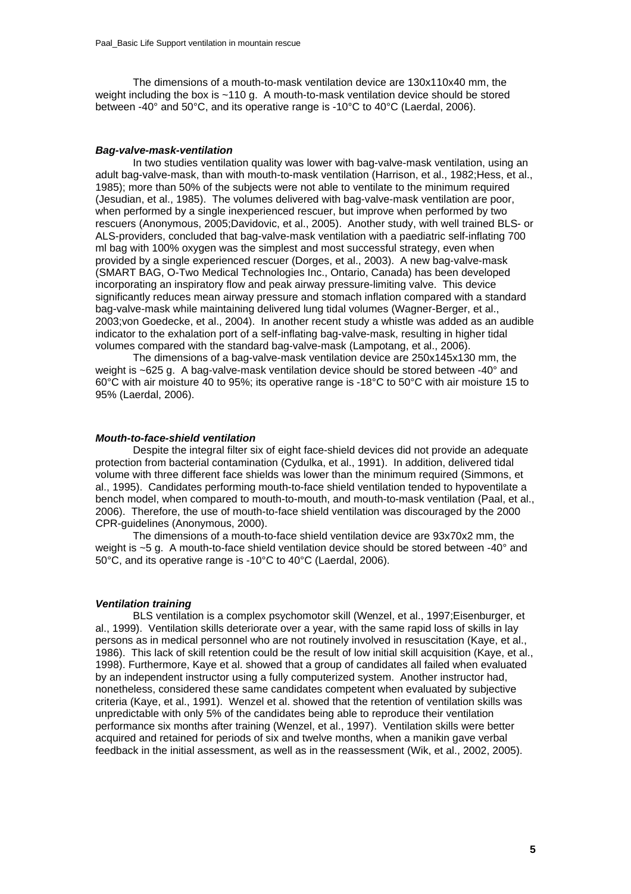The dimensions of a mouth-to-mask ventilation device are 130x110x40 mm, the weight including the box is ~110 g. A mouth-to-mask ventilation device should be stored between -40° and 50°C, and its operative range is -10°C to 40°C (Laerdal, 2006).

#### *Bag-valve-mask-ventilation*

In two studies ventilation quality was lower with bag-valve-mask ventilation, using an adult bag-valve-mask, than with mouth-to-mask ventilation (Harrison, et al., 1982;Hess, et al., 1985); more than 50% of the subjects were not able to ventilate to the minimum required (Jesudian, et al., 1985). The volumes delivered with bag-valve-mask ventilation are poor, when performed by a single inexperienced rescuer, but improve when performed by two rescuers (Anonymous, 2005;Davidovic, et al., 2005). Another study, with well trained BLS- or ALS-providers, concluded that bag-valve-mask ventilation with a paediatric self-inflating 700 ml bag with 100% oxygen was the simplest and most successful strategy, even when provided by a single experienced rescuer (Dorges, et al., 2003). A new bag-valve-mask (SMART BAG, O-Two Medical Technologies Inc., Ontario, Canada) has been developed incorporating an inspiratory flow and peak airway pressure-limiting valve. This device significantly reduces mean airway pressure and stomach inflation compared with a standard bag-valve-mask while maintaining delivered lung tidal volumes (Wagner-Berger, et al., 2003;von Goedecke, et al., 2004). In another recent study a whistle was added as an audible indicator to the exhalation port of a self-inflating bag-valve-mask, resulting in higher tidal volumes compared with the standard bag-valve-mask (Lampotang, et al., 2006).

The dimensions of a bag-valve-mask ventilation device are 250x145x130 mm, the weight is ~625 g. A bag-valve-mask ventilation device should be stored between -40° and 60°C with air moisture 40 to 95%; its operative range is -18°C to 50°C with air moisture 15 to 95% (Laerdal, 2006).

#### *Mouth-to-face-shield ventilation*

Despite the integral filter six of eight face-shield devices did not provide an adequate protection from bacterial contamination (Cydulka, et al., 1991). In addition, delivered tidal volume with three different face shields was lower than the minimum required (Simmons, et al., 1995). Candidates performing mouth-to-face shield ventilation tended to hypoventilate a bench model, when compared to mouth-to-mouth, and mouth-to-mask ventilation (Paal, et al., 2006). Therefore, the use of mouth-to-face shield ventilation was discouraged by the 2000 CPR-guidelines (Anonymous, 2000).

The dimensions of a mouth-to-face shield ventilation device are 93x70x2 mm, the weight is ~5 g. A mouth-to-face shield ventilation device should be stored between -40° and 50°C, and its operative range is -10°C to 40°C (Laerdal, 2006).

#### *Ventilation training*

BLS ventilation is a complex psychomotor skill (Wenzel, et al., 1997;Eisenburger, et al., 1999). Ventilation skills deteriorate over a year, with the same rapid loss of skills in lay persons as in medical personnel who are not routinely involved in resuscitation (Kaye, et al., 1986). This lack of skill retention could be the result of low initial skill acquisition (Kaye, et al., 1998). Furthermore, Kaye et al. showed that a group of candidates all failed when evaluated by an independent instructor using a fully computerized system. Another instructor had, nonetheless, considered these same candidates competent when evaluated by subjective criteria (Kaye, et al., 1991). Wenzel et al. showed that the retention of ventilation skills was unpredictable with only 5% of the candidates being able to reproduce their ventilation performance six months after training (Wenzel, et al., 1997). Ventilation skills were better acquired and retained for periods of six and twelve months, when a manikin gave verbal feedback in the initial assessment, as well as in the reassessment (Wik, et al., 2002, 2005).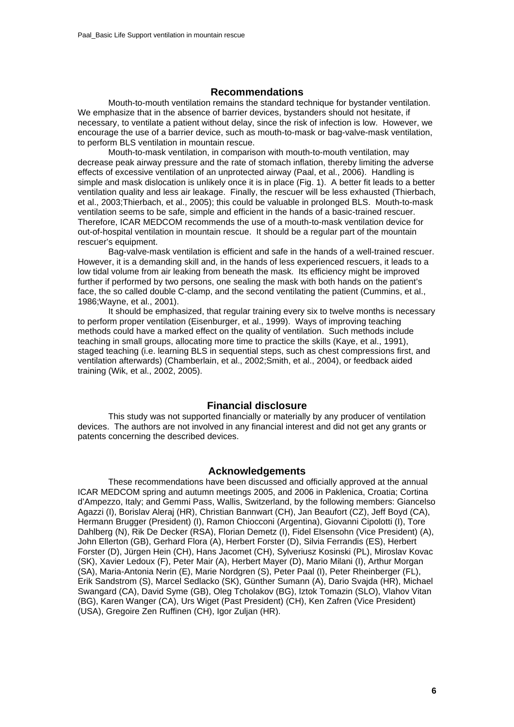## Recommendations

Mouth-to-mouth ventilation remains the standard technique for bystander ventilation. We emphasize that in the absence of barrier devices, bystanders should not hesitate, if necessary, to ventilate a patient without delay, since the risk of infection is low. However, we encourage the use of a barrier device, such as mouth-to-mask or bag-valve-mask ventilation, to perform BLS ventilation in mountain rescue.

Mouth-to-mask ventilation, in comparison with mouth-to-mouth ventilation, may decrease peak airway pressure and the rate of stomach inflation, thereby limiting the adverse effects of excessive ventilation of an unprotected airway (Paal, et al., 2006). Handling is simple and mask dislocation is unlikely once it is in place (Fig. 1). A better fit leads to a better ventilation quality and less air leakage. Finally, the rescuer will be less exhausted (Thierbach, et al., 2003;Thierbach, et al., 2005); this could be valuable in prolonged BLS. Mouth-to-mask ventilation seems to be safe, simple and efficient in the hands of a basic-trained rescuer. Therefore, ICAR MEDCOM recommends the use of a mouth-to-mask ventilation device for out-of-hospital ventilation in mountain rescue. It should be a regular part of the mountain rescuer's equipment.

Bag-valve-mask ventilation is efficient and safe in the hands of a well-trained rescuer. However, it is a demanding skill and, in the hands of less experienced rescuers, it leads to a low tidal volume from air leaking from beneath the mask. Its efficiency might be improved further if performed by two persons, one sealing the mask with both hands on the patient's face, the so called double C-clamp, and the second ventilating the patient (Cummins, et al., 1986;Wayne, et al., 2001).

It should be emphasized, that regular training every six to twelve months is necessary to perform proper ventilation (Eisenburger, et al., 1999). Ways of improving teaching methods could have a marked effect on the quality of ventilation. Such methods include teaching in small groups, allocating more time to practice the skills (Kaye, et al., 1991), staged teaching (i.e. learning BLS in sequential steps, such as chest compressions first, and ventilation afterwards) (Chamberlain, et al., 2002;Smith, et al., 2004), or feedback aided training (Wik, et al., 2002, 2005).

## Financial disclosure

This study was not supported financially or materially by any producer of ventilation devices. The authors are not involved in any financial interest and did not get any grants or patents concerning the described devices.

## Acknowledgements

These recommendations have been discussed and officially approved at the annual ICAR MEDCOM spring and autumn meetings 2005, and 2006 in Paklenica, Croatia; Cortina d'Ampezzo, Italy; and Gemmi Pass, Wallis, Switzerland, by the following members: Giancelso Agazzi (I), Borislav Aleraj (HR), Christian Bannwart (CH), Jan Beaufort (CZ), Jeff Boyd (CA), Hermann Brugger (President) (I), Ramon Chiocconi (Argentina), Giovanni Cipolotti (I), Tore Dahlberg (N), Rik De Decker (RSA), Florian Demetz (I), Fidel Elsensohn (Vice President) (A), John Ellerton (GB), Gerhard Flora (A), Herbert Forster (D), Silvia Ferrandis (ES), Herbert Forster (D), Jürgen Hein (CH), Hans Jacomet (CH), Sylveriusz Kosinski (PL), Miroslav Kovac (SK), Xavier Ledoux (F), Peter Mair (A), Herbert Mayer (D), Mario Milani (I), Arthur Morgan (SA), Maria-Antonia Nerin (E), Marie Nordgren (S), Peter Paal (I), Peter Rheinberger (FL), Erik Sandstrom (S), Marcel Sedlacko (SK), Günther Sumann (A), Dario Svajda (HR), Michael Swangard (CA), David Syme (GB), Oleg Tcholakov (BG), Iztok Tomazin (SLO), Vlahov Vitan (BG), Karen Wanger (CA), Urs Wiget (Past President) (CH), Ken Zafren (Vice President) (USA), Gregoire Zen Ruffinen (CH), Igor Zuljan (HR).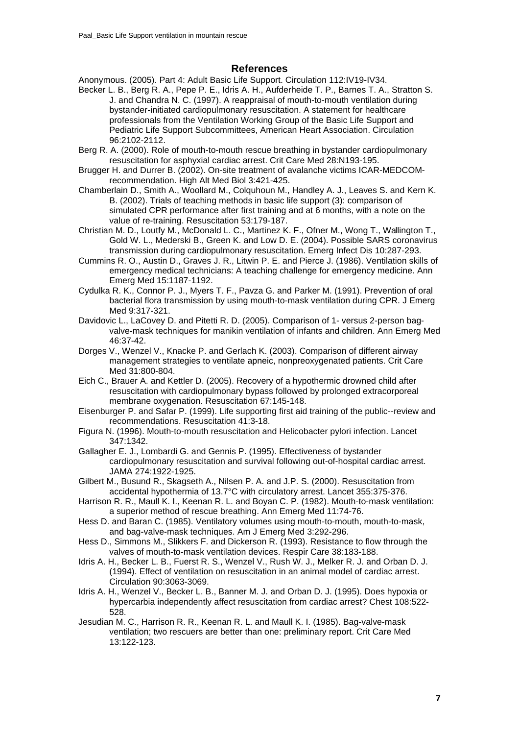## References

Anonymous. (2005). Part 4: Adult Basic Life Support. Circulation 112:IV19-IV34.

Becker L. B., Berg R. A., Pepe P. E., Idris A. H., Aufderheide T. P., Barnes T. A., Stratton S. J. and Chandra N. C. (1997). A reappraisal of mouth-to-mouth ventilation during bystander-initiated cardiopulmonary resuscitation. A statement for healthcare professionals from the Ventilation Working Group of the Basic Life Support and Pediatric Life Support Subcommittees, American Heart Association. Circulation 96:2102-2112.

Berg R. A. (2000). Role of mouth-to-mouth rescue breathing in bystander cardiopulmonary resuscitation for asphyxial cardiac arrest. Crit Care Med 28:N193-195.

Brugger H. and Durrer B. (2002). On-site treatment of avalanche victims ICAR-MEDCOM-recommendation. High Alt Med Biol 3:421-425.

Chamberlain D., Smith A., Woollard M., Colquhoun M., Handley A. J., Leaves S. and Kern K. B. (2002). Trials of teaching methods in basic life support (3): comparison of simulated CPR performance after first training and at 6 months, with a note on the value of re-training. Resuscitation 53:179-187.

Christian M. D., Loutfy M., McDonald L. C., Martinez K. F., Ofner M., Wong T., Wallington T., Gold W. L., Mederski B., Green K. and Low D. E. (2004). Possible SARS coronavirus transmission during cardiopulmonary resuscitation. Emerg Infect Dis 10:287-293.

Cummins R. O., Austin D., Graves J. R., Litwin P. E. and Pierce J. (1986). Ventilation skills of emergency medical technicians: A teaching challenge for emergency medicine. Ann Emerg Med 15:1187-1192.

Cydulka R. K., Connor P. J., Myers T. F., Pavza G. and Parker M. (1991). Prevention of oral bacterial flora transmission by using mouth-to-mask ventilation during CPR. J Emerg Med 9:317-321.

Davidovic L., LaCovey D. and Pitetti R. D. (2005). Comparison of 1- versus 2-person bag-valve-mask techniques for manikin ventilation of infants and children. Ann Emerg Med 46:37-42.

Dorges V., Wenzel V., Knacke P. and Gerlach K. (2003). Comparison of different airway management strategies to ventilate apneic, nonpreoxygenated patients. Crit Care Med 31:800-804.

Eich C., Brauer A. and Kettler D. (2005). Recovery of a hypothermic drowned child after resuscitation with cardiopulmonary bypass followed by prolonged extracorporeal membrane oxygenation. Resuscitation 67:145-148.

Eisenburger P. and Safar P. (1999). Life supporting first aid training of the public--review and recommendations. Resuscitation 41:3-18.

Figura N. (1996). Mouth-to-mouth resuscitation and Helicobacter pylori infection. Lancet 347:1342.

Gallagher E. J., Lombardi G. and Gennis P. (1995). Effectiveness of bystander cardiopulmonary resuscitation and survival following out-of-hospital cardiac arrest. JAMA 274:1922-1925.

Gilbert M., Busund R., Skagseth A., Nilsen P. A. and J.P. S. (2000). Resuscitation from accidental hypothermia of 13.7°C with circulatory arrest. Lancet 355:375-376.

Harrison R. R., Maull K. I., Keenan R. L. and Boyan C. P. (1982). Mouth-to-mask ventilation: a superior method of rescue breathing. Ann Emerg Med 11:74-76.

Hess D. and Baran C. (1985). Ventilatory volumes using mouth-to-mouth, mouth-to-mask, and bag-valve-mask techniques. Am J Emerg Med 3:292-296.

Hess D., Simmons M., Slikkers F. and Dickerson R. (1993). Resistance to flow through the valves of mouth-to-mask ventilation devices. Respir Care 38:183-188.

Idris A. H., Becker L. B., Fuerst R. S., Wenzel V., Rush W. J., Melker R. J. and Orban D. J. (1994). Effect of ventilation on resuscitation in an animal model of cardiac arrest. Circulation 90:3063-3069.

Idris A. H., Wenzel V., Becker L. B., Banner M. J. and Orban D. J. (1995). Does hypoxia or hypercarbia independently affect resuscitation from cardiac arrest? Chest 108:522-528.

Jesudian M. C., Harrison R. R., Keenan R. L. and Maull K. I. (1985). Bag-valve-mask ventilation; two rescuers are better than one: preliminary report. Crit Care Med 13:122-123.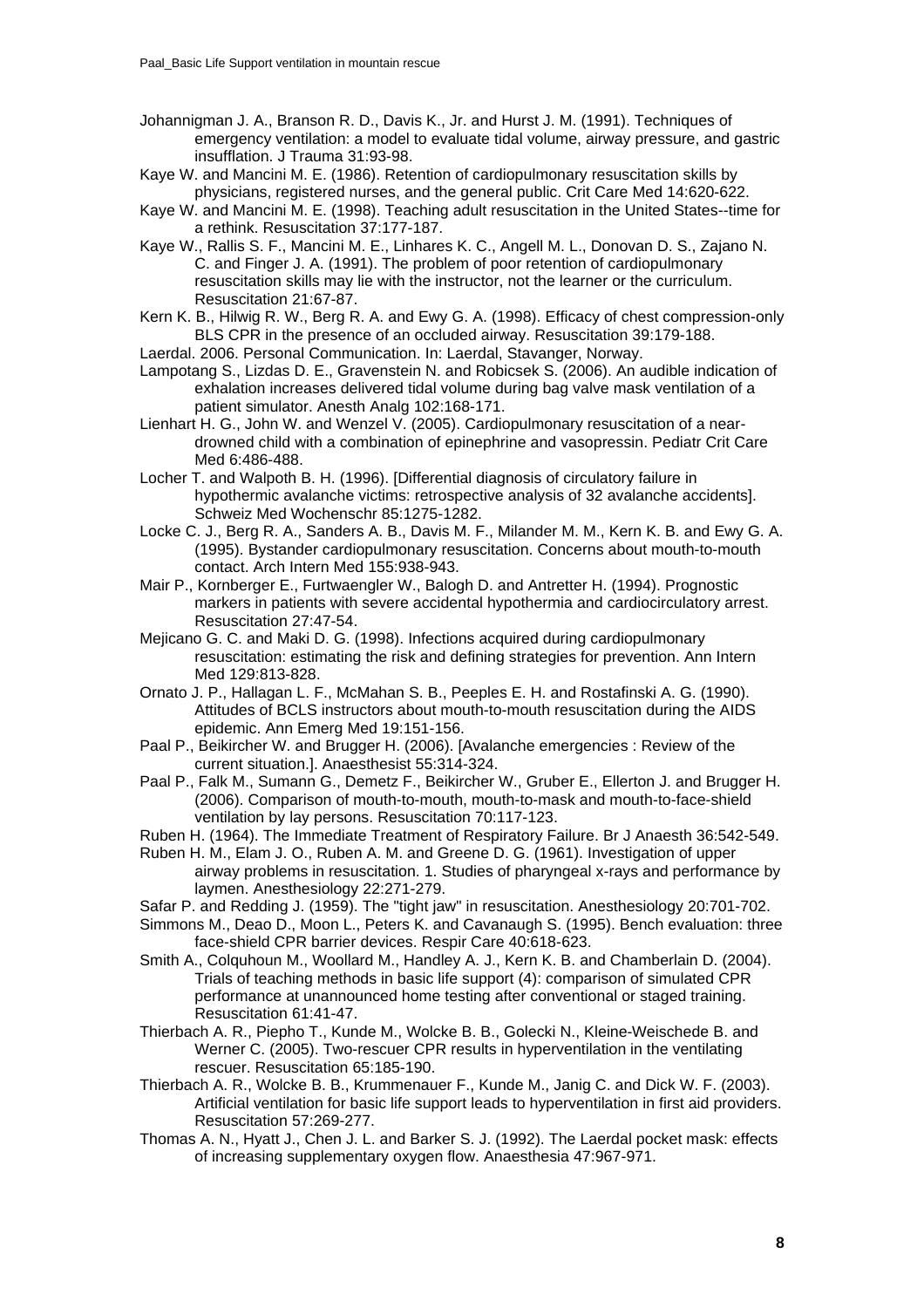Johannigman J. A., Branson R. D., Davis K., Jr. and Hurst J. M. (1991). Techniques of emergency ventilation: a model to evaluate tidal volume, airway pressure, and gastric insufflation. J Trauma 31:93-98.

Kaye W. and Mancini M. E. (1986). Retention of cardiopulmonary resuscitation skills by physicians, registered nurses, and the general public. Crit Care Med 14:620-622.

Kaye W. and Mancini M. E. (1998). Teaching adult resuscitation in the United States--time for a rethink. Resuscitation 37:177-187.

Kaye W., Rallis S. F., Mancini M. E., Linhares K. C., Angell M. L., Donovan D. S., Zajano N. C. and Finger J. A. (1991). The problem of poor retention of cardiopulmonary resuscitation skills may lie with the instructor, not the learner or the curriculum. Resuscitation 21:67-87.

Kern K. B., Hilwig R. W., Berg R. A. and Ewy G. A. (1998). Efficacy of chest compression-only BLS CPR in the presence of an occluded airway. Resuscitation 39:179-188.

Laerdal. 2006. Personal Communication. In: Laerdal, Stavanger, Norway.

Lampotang S., Lizdas D. E., Gravenstein N. and Robicsek S. (2006). An audible indication of exhalation increases delivered tidal volume during bag valve mask ventilation of a patient simulator. Anesth Analg 102:168-171.

Lienhart H. G., John W. and Wenzel V. (2005). Cardiopulmonary resuscitation of a near-drowned child with a combination of epinephrine and vasopressin. Pediatr Crit Care Med 6:486-488.

Locher T. and Walpoth B. H. (1996). [Differential diagnosis of circulatory failure in hypothermic avalanche victims: retrospective analysis of 32 avalanche accidents]. Schweiz Med Wochenschr 85:1275-1282.

Locke C. J., Berg R. A., Sanders A. B., Davis M. F., Milander M. M., Kern K. B. and Ewy G. A. (1995). Bystander cardiopulmonary resuscitation. Concerns about mouth-to-mouth contact. Arch Intern Med 155:938-943.

Mair P., Kornberger E., Furtwaengler W., Balogh D. and Antretter H. (1994). Prognostic markers in patients with severe accidental hypothermia and cardiocirculatory arrest. Resuscitation 27:47-54.

Mejicano G. C. and Maki D. G. (1998). Infections acquired during cardiopulmonary resuscitation: estimating the risk and defining strategies for prevention. Ann Intern Med 129:813-828.

Ornato J. P., Hallagan L. F., McMahan S. B., Peeples E. H. and Rostafinski A. G. (1990). Attitudes of BCLS instructors about mouth-to-mouth resuscitation during the AIDS epidemic. Ann Emerg Med 19:151-156.

Paal P., Beikircher W. and Brugger H. (2006). [Avalanche emergencies : Review of the current situation.]. Anaesthesist 55:314-324.

Paal P., Falk M., Sumann G., Demetz F., Beikircher W., Gruber E., Ellerton J. and Brugger H. (2006). Comparison of mouth-to-mouth, mouth-to-mask and mouth-to-face-shield ventilation by lay persons. Resuscitation 70:117-123.

Ruben H. (1964). The Immediate Treatment of Respiratory Failure. Br J Anaesth 36:542-549.

Ruben H. M., Elam J. O., Ruben A. M. and Greene D. G. (1961). Investigation of upper airway problems in resuscitation. 1. Studies of pharyngeal x-rays and performance by laymen. Anesthesiology 22:271-279.

Safar P. and Redding J. (1959). The "tight jaw" in resuscitation. Anesthesiology 20:701-702.

Simmons M., Deao D., Moon L., Peters K. and Cavanaugh S. (1995). Bench evaluation: three face-shield CPR barrier devices. Respir Care 40:618-623.

Smith A., Colquhoun M., Woollard M., Handley A. J., Kern K. B. and Chamberlain D. (2004). Trials of teaching methods in basic life support (4): comparison of simulated CPR performance at unannounced home testing after conventional or staged training. Resuscitation 61:41-47.

Thierbach A. R., Piepho T., Kunde M., Wolcke B. B., Golecki N., Kleine-Weischede B. and Werner C. (2005). Two-rescuer CPR results in hyperventilation in the ventilating rescuer. Resuscitation 65:185-190.

Thierbach A. R., Wolcke B. B., Krummenauer F., Kunde M., Janig C. and Dick W. F. (2003). Artificial ventilation for basic life support leads to hyperventilation in first aid providers. Resuscitation 57:269-277.

Thomas A. N., Hyatt J., Chen J. L. and Barker S. J. (1992). The Laerdal pocket mask: effects of increasing supplementary oxygen flow. Anaesthesia 47:967-971.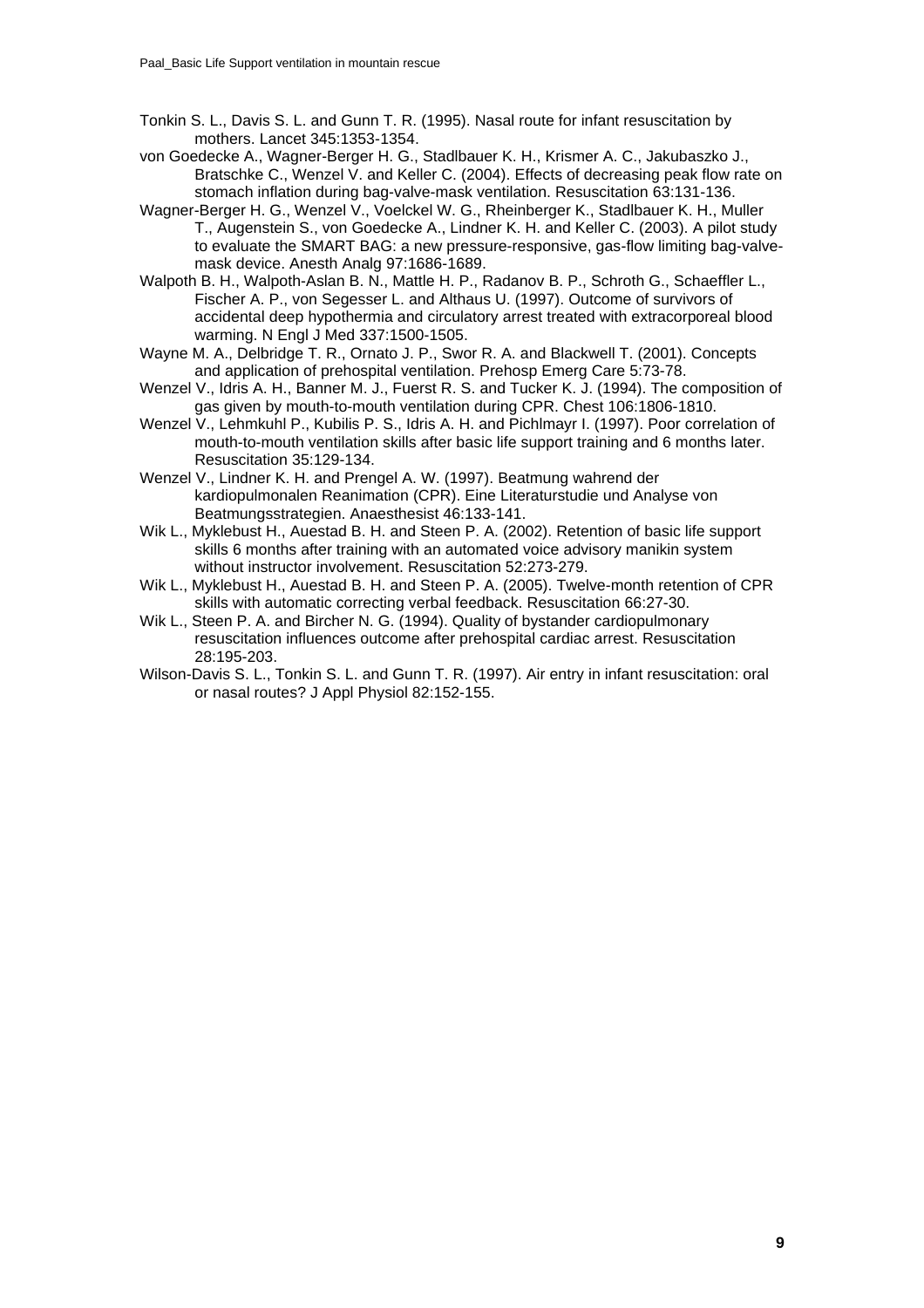Tonkin S. L., Davis S. L. and Gunn T. R. (1995). Nasal route for infant resuscitation by mothers. Lancet 345:1353-1354.

von Goedecke A., Wagner-Berger H. G., Stadlbauer K. H., Krismer A. C., Jakubaszko J., Bratschke C., Wenzel V. and Keller C. (2004). Effects of decreasing peak flow rate on stomach inflation during bag-valve-mask ventilation. Resuscitation 63:131-136.

Wagner-Berger H. G., Wenzel V., Voelckel W. G., Rheinberger K., Stadlbauer K. H., Muller T., Augenstein S., von Goedecke A., Lindner K. H. and Keller C. (2003). A pilot study to evaluate the SMART BAG: a new pressure-responsive, gas-flow limiting bag-valve-mask device. Anesth Analg 97:1686-1689.

Walpoth B. H., Walpoth-Aslan B. N., Mattle H. P., Radanov B. P., Schroth G., Schaeffler L., Fischer A. P., von Segesser L. and Althaus U. (1997). Outcome of survivors of accidental deep hypothermia and circulatory arrest treated with extracorporeal blood warming. N Engl J Med 337:1500-1505.

Wayne M. A., Delbridge T. R., Ornato J. P., Swor R. A. and Blackwell T. (2001). Concepts and application of prehospital ventilation. Prehosp Emerg Care 5:73-78.

Wenzel V., Idris A. H., Banner M. J., Fuerst R. S. and Tucker K. J. (1994). The composition of gas given by mouth-to-mouth ventilation during CPR. Chest 106:1806-1810.

Wenzel V., Lehmkuhl P., Kubilis P. S., Idris A. H. and Pichlmayr I. (1997). Poor correlation of mouth-to-mouth ventilation skills after basic life support training and 6 months later. Resuscitation 35:129-134.

Wenzel V., Lindner K. H. and Prengel A. W. (1997). Beatmung wahrend der kardiopulmonalen Reanimation (CPR). Eine Literaturstudie und Analyse von Beatmungsstrategien. Anaesthesist 46:133-141.

Wik L., Myklebust H., Auestad B. H. and Steen P. A. (2002). Retention of basic life support skills 6 months after training with an automated voice advisory manikin system without instructor involvement. Resuscitation 52:273-279.

Wik L., Myklebust H., Auestad B. H. and Steen P. A. (2005). Twelve-month retention of CPR skills with automatic correcting verbal feedback. Resuscitation 66:27-30.

Wik L., Steen P. A. and Bircher N. G. (1994). Quality of bystander cardiopulmonary resuscitation influences outcome after prehospital cardiac arrest. Resuscitation 28:195-203.

Wilson-Davis S. L., Tonkin S. L. and Gunn T. R. (1997). Air entry in infant resuscitation: oral or nasal routes? J Appl Physiol 82:152-155.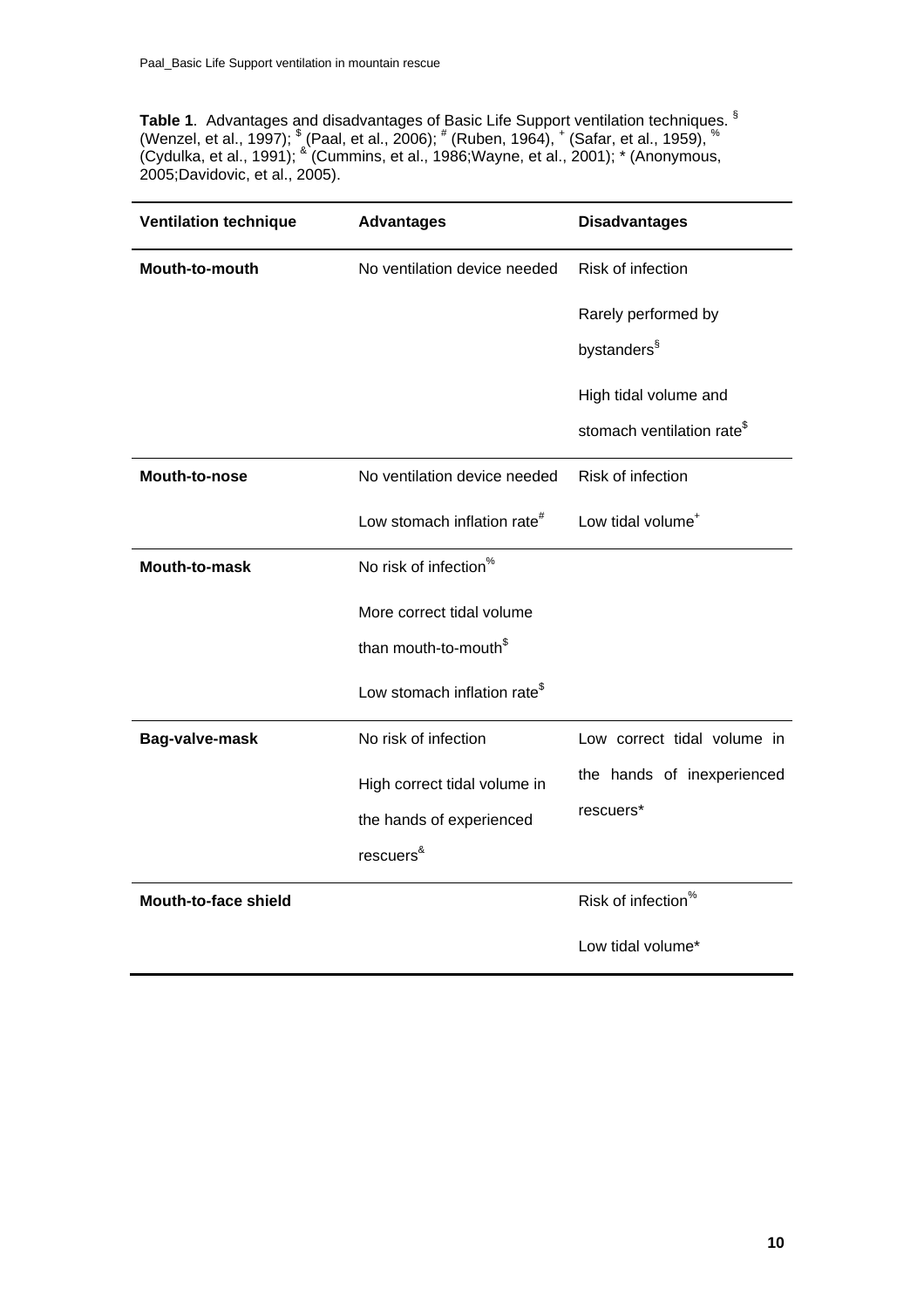**Table 1**. Advantages and disadvantages of Basic Life Support ventilation techniques. [§] (Wenzel, et al., 1997); [$] (Paal, et al., 2006); [#] (Ruben, 1964), [+] (Safar, et al., 1959), [%] (Cydulka, et al., 1991); [&] (Cummins, et al., 1986;Wayne, et al., 2001); * (Anonymous, 2005;Davidovic, et al., 2005).

| Ventilation technique | Advantages | Disadvantages |
|---|---|---|
| **Mouth-to-mouth** | No ventilation device needed | Risk of infection<br>Rarely performed by bystanders[§]<br>High tidal volume and stomach ventilation rate[$] |
| **Mouth-to-nose** | No ventilation device needed<br>Low stomach inflation rate[#] | Risk of infection<br>Low tidal volume[+] |
| **Mouth-to-mask** | No risk of infection[%]<br>More correct tidal volume than mouth-to-mouth[$]<br>Low stomach inflation rate[$] | |
| **Bag-valve-mask** | No risk of infection<br>High correct tidal volume in the hands of experienced rescuers[&] | Low correct tidal volume in the hands of inexperienced rescuers* |
| **Mouth-to-face shield** | | Risk of infection[%]<br>Low tidal volume* |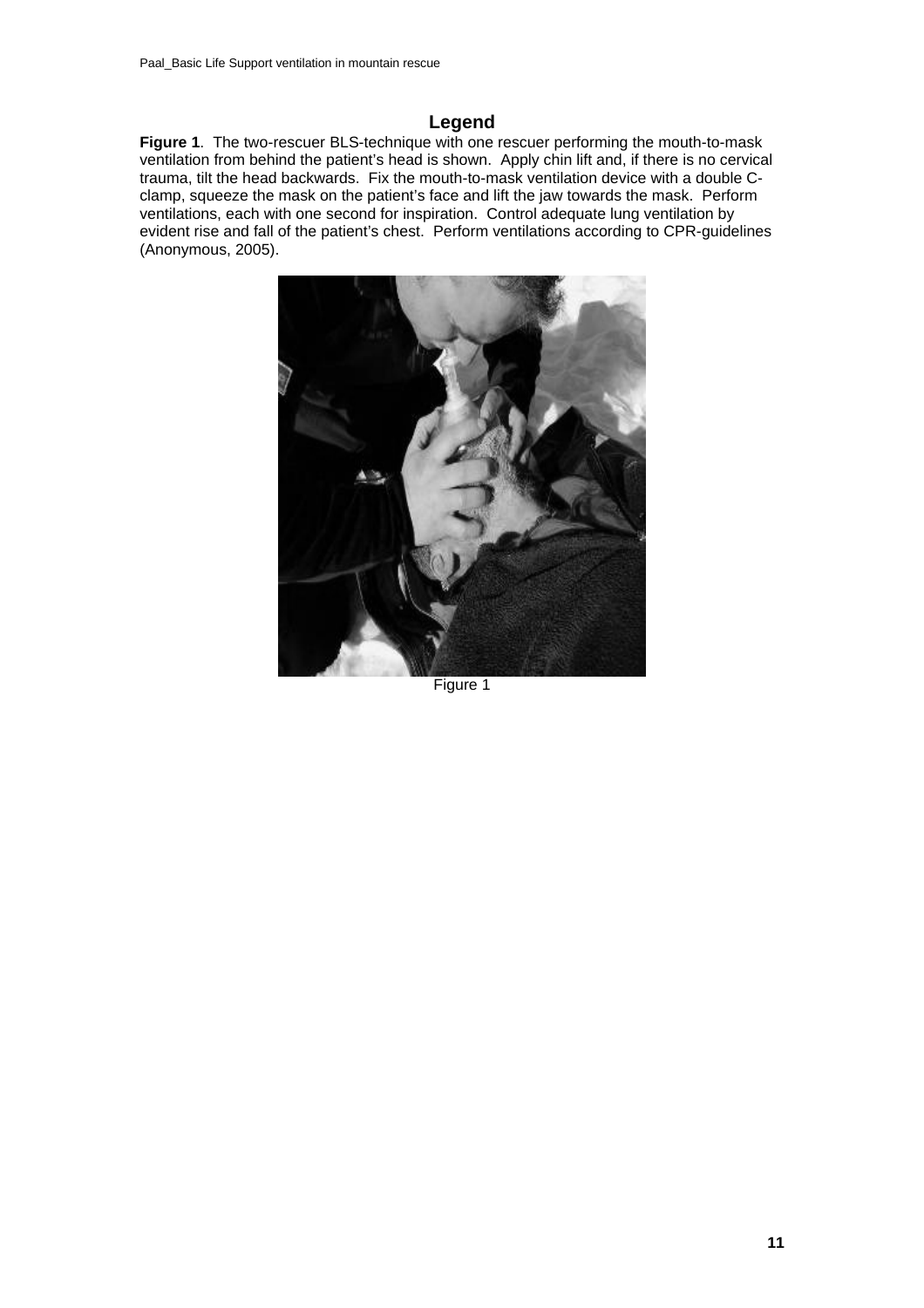## Legend

**Figure 1**. The two-rescuer BLS-technique with one rescuer performing the mouth-to-mask ventilation from behind the patient's head is shown. Apply chin lift and, if there is no cervical trauma, tilt the head backwards. Fix the mouth-to-mask ventilation device with a double C-clamp, squeeze the mask on the patient's face and lift the jaw towards the mask. Perform ventilations, each with one second for inspiration. Control adequate lung ventilation by evident rise and fall of the patient's chest. Perform ventilations according to CPR-guidelines (Anonymous, 2005).

Figure 1